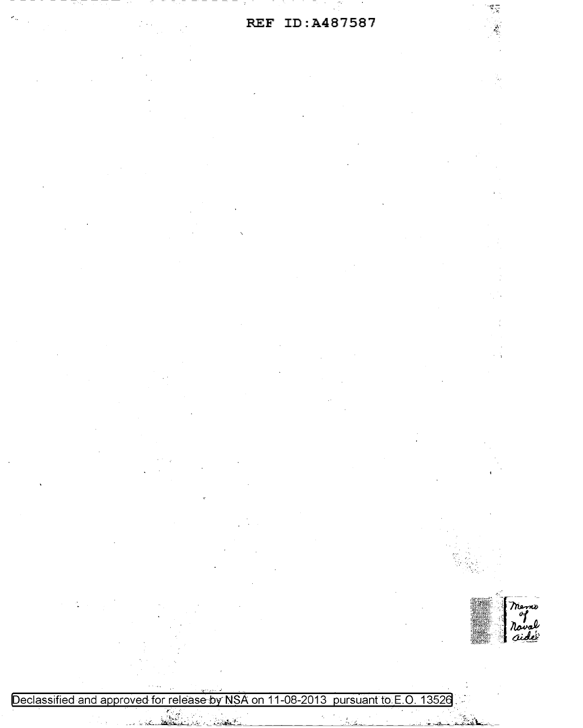Memo of Naval aide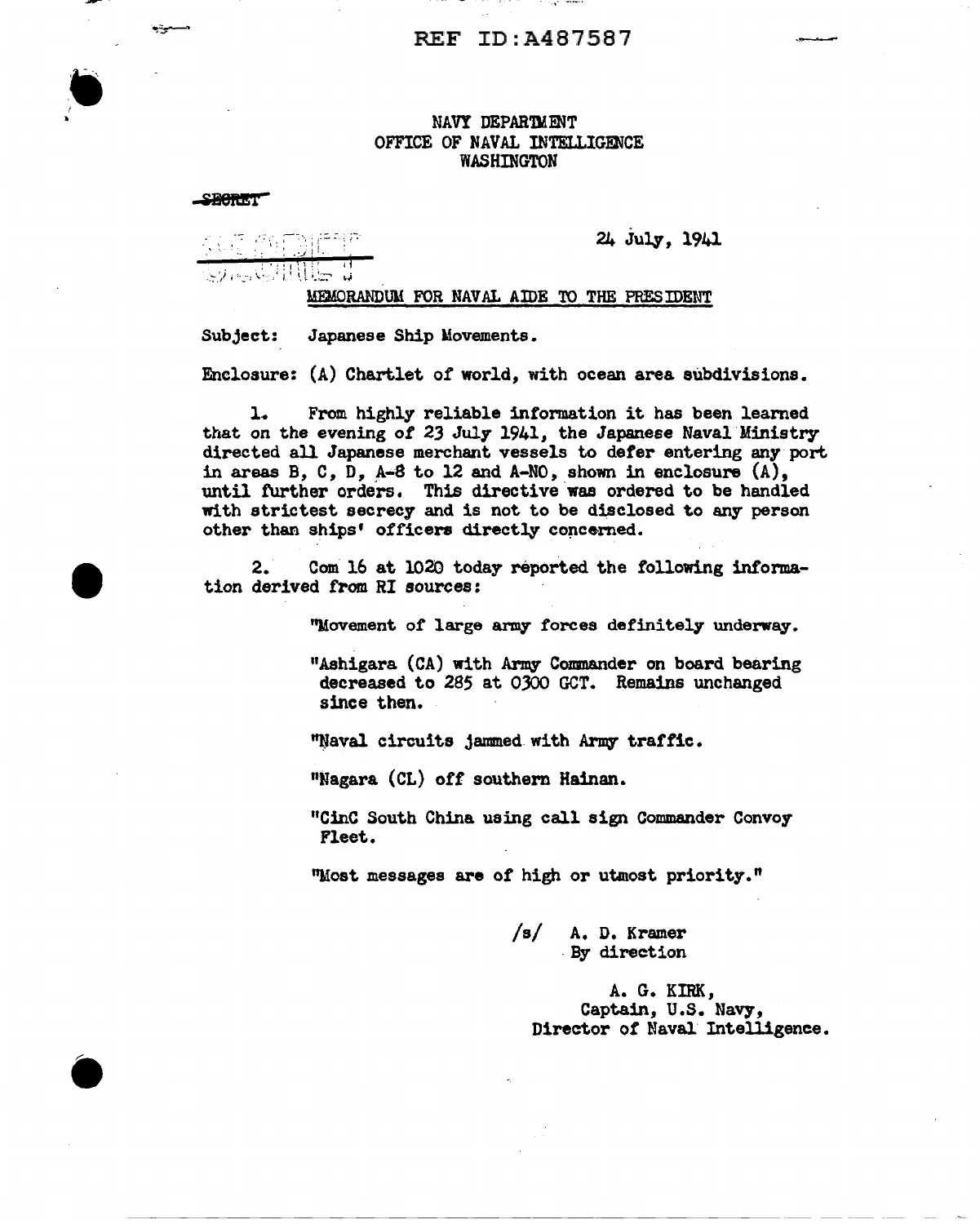REF ID:A487587

NAVY DEPARTMENT
OFFICE OF NAVAL INTELLIGENCE
WASHINGTON

~~SECRET~~

24 July, 1941

MEMORANDUM FOR NAVAL AIDE TO THE PRESIDENT

Subject: Japanese Ship Movements.

Enclosure: (A) Chartlet of world, with ocean area subdivisions.

1. From highly reliable information it has been learned that on the evening of 23 July 1941, the Japanese Naval Ministry directed all Japanese merchant vessels to defer entering any port in areas B, C, D, A-8 to 12 and A-NO, shown in enclosure (A), until further orders. This directive was ordered to be handled with strictest secrecy and is not to be disclosed to any person other than ships' officers directly concerned.

2. Com 16 at 1020 today reported the following information derived from RI sources:

> "Movement of large army forces definitely underway.
>
> "Ashigara (CA) with Army Commander on board bearing decreased to 285 at 0300 GCT. Remains unchanged since then.
>
> "Naval circuits jammed with Army traffic.
>
> "Nagara (CL) off southern Hainan.
>
> "CinC South China using call sign Commander Convoy Fleet.
>
> "Most messages are of high or utmost priority."

/s/ A. D. Kramer
By direction

A. G. KIRK,
Captain, U.S. Navy,
Director of Naval Intelligence.